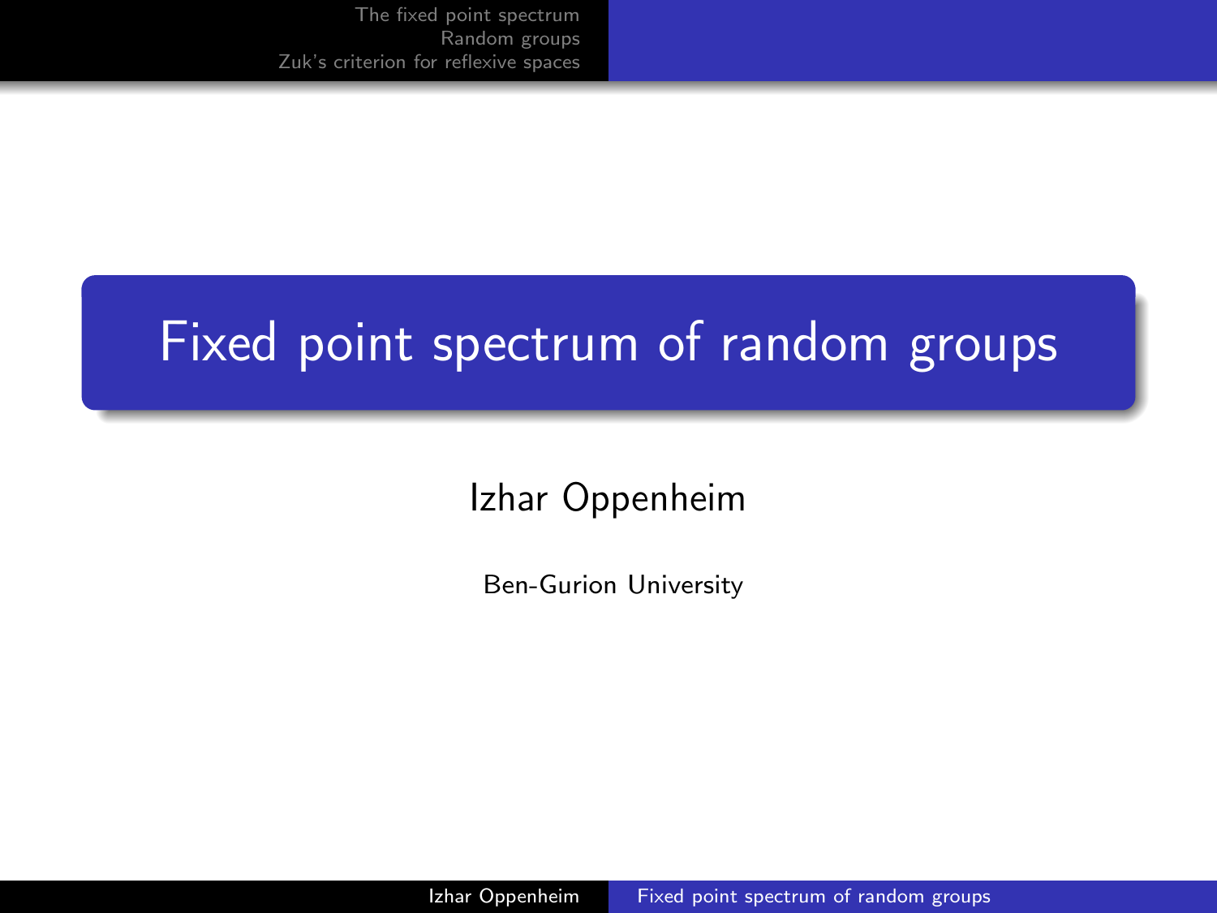# Fixed point spectrum of random groups

Izhar Oppenheim

Ben-Gurion University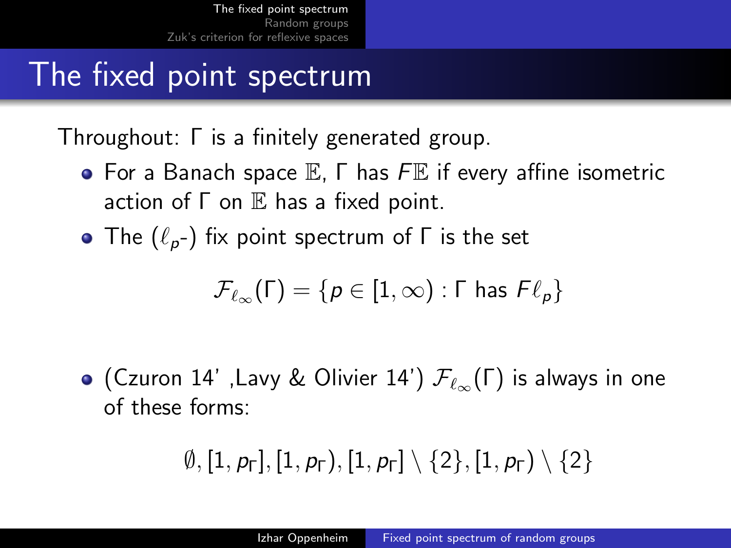# The fixed point spectrum

Throughout: $\Gamma$ is a finitely generated group.

- For a Banach space $\mathbb{E}$, $\Gamma$ has $F\mathbb{E}$ if every affine isometric action of $\Gamma$ on $\mathbb{E}$ has a fixed point.
- The ($\ell_p$-) fix point spectrum of $\Gamma$ is the set

$$\mathcal{F}_{\ell_\infty}(\Gamma) = \{p \in [1, \infty) : \Gamma \text{ has } F\ell_p\}$$

- (Czuron 14' ,Lavy & Olivier 14') $\mathcal{F}_{\ell_\infty}(\Gamma)$ is always in one of these forms:

$$\emptyset, [1, p_\Gamma], [1, p_\Gamma), [1, p_\Gamma] \setminus \{2\}, [1, p_\Gamma) \setminus \{2\}$$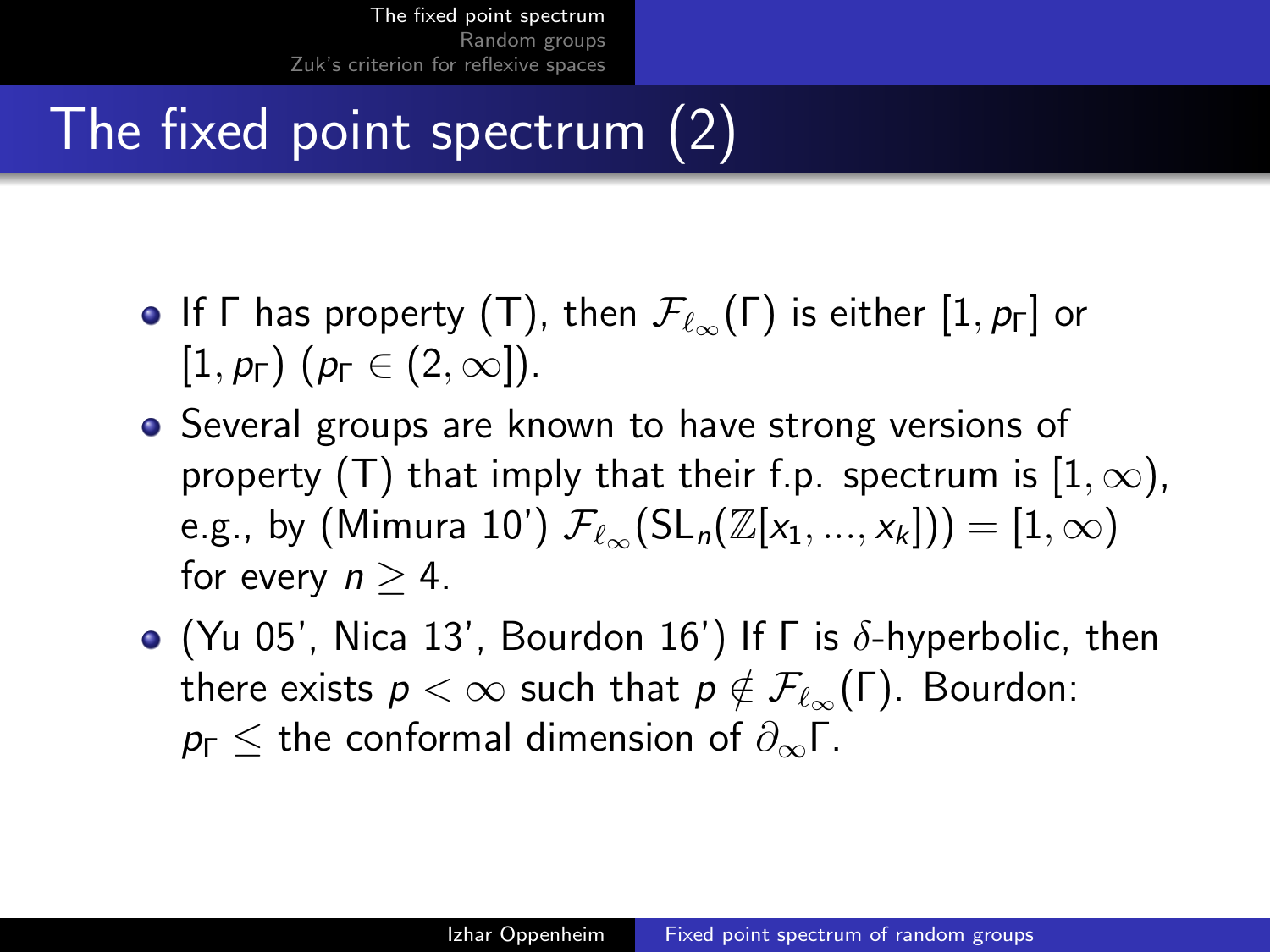# The fixed point spectrum (2)

- If $\Gamma$ has property (T), then $\mathcal{F}_{\ell_\infty}(\Gamma)$ is either $[1, p_\Gamma]$ or $[1, p_\Gamma)$ ($p_\Gamma \in (2, \infty]$).
- Several groups are known to have strong versions of property (T) that imply that their f.p. spectrum is $[1, \infty)$, e.g., by (Mimura 10') $\mathcal{F}_{\ell_\infty}(\mathrm{SL}_n(\mathbb{Z}[x_1, ..., x_k])) = [1, \infty)$ for every $n \geq 4$.
- (Yu 05', Nica 13', Bourdon 16') If $\Gamma$ is $\delta$-hyperbolic, then there exists $p < \infty$ such that $p \notin \mathcal{F}_{\ell_\infty}(\Gamma)$. Bourdon: $p_\Gamma \leq$ the conformal dimension of $\partial_\infty \Gamma$.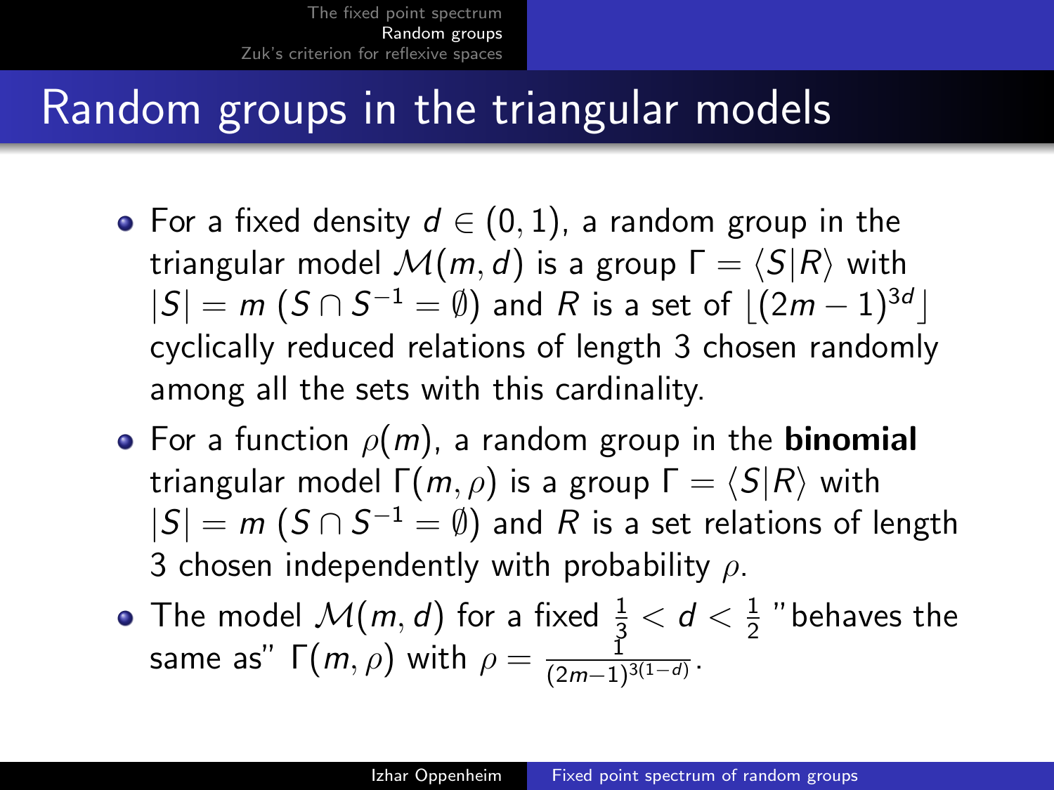# Random groups in the triangular models

- For a fixed density $d \in (0,1)$, a random group in the triangular model $\mathcal{M}(m,d)$ is a group $\Gamma = \langle S | R \rangle$ with $|S| = m$ ($S \cap S^{-1} = \emptyset$) and $R$ is a set of $\lfloor (2m-1)^{3d} \rfloor$ cyclically reduced relations of length 3 chosen randomly among all the sets with this cardinality.
- For a function $\rho(m)$, a random group in the **binomial** triangular model $\Gamma(m,\rho)$ is a group $\Gamma = \langle S | R \rangle$ with $|S| = m$ ($S \cap S^{-1} = \emptyset$) and $R$ is a set relations of length 3 chosen independently with probability $\rho$.
- The model $\mathcal{M}(m,d)$ for a fixed $\frac{1}{3} < d < \frac{1}{2}$ "behaves the same as" $\Gamma(m,\rho)$ with $\rho = \frac{1}{(2m-1)^{3(1-d)}}$.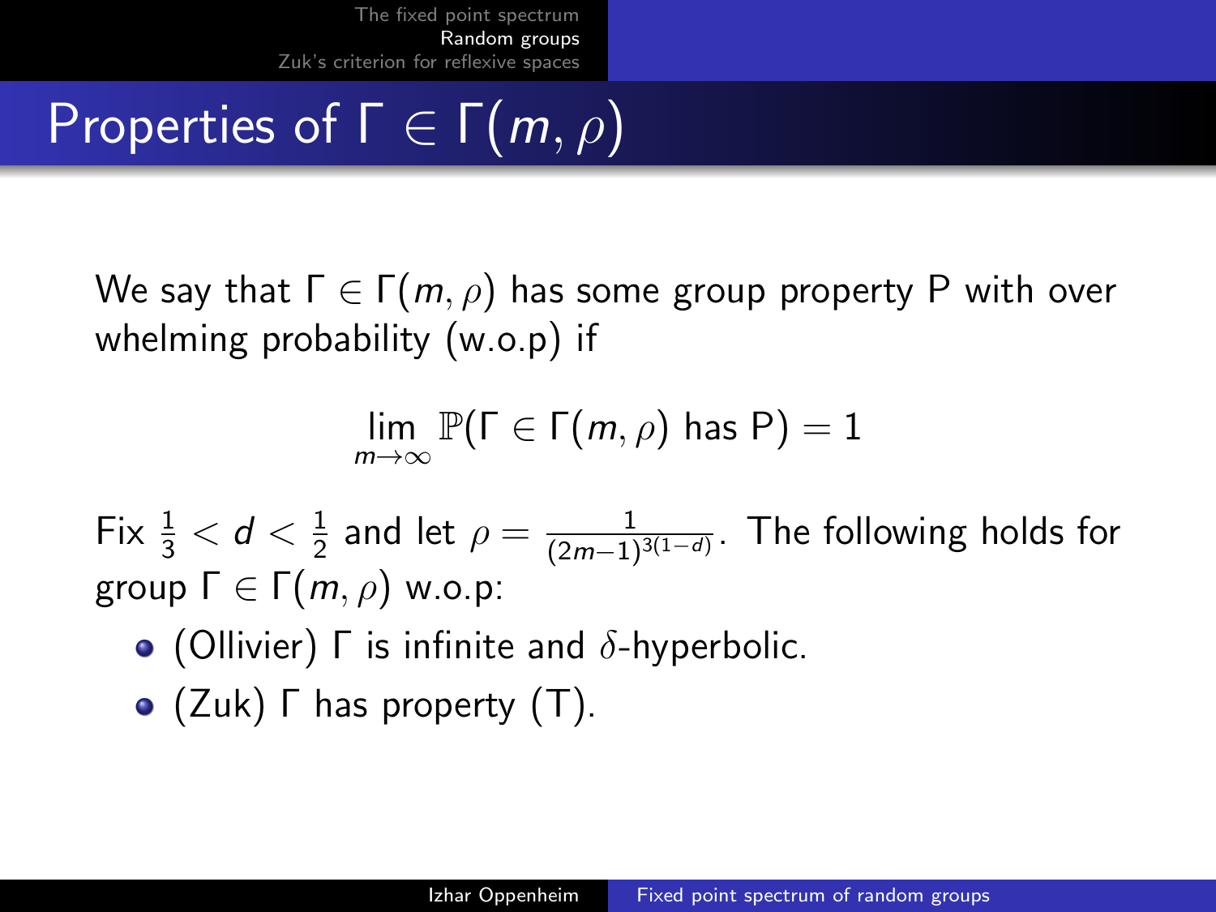# Properties of $\Gamma \in \Gamma(m, \rho)$

We say that $\Gamma \in \Gamma(m, \rho)$ has some group property P with over whelming probability (w.o.p) if

$$\lim_{m \to \infty} \mathbb{P}(\Gamma \in \Gamma(m, \rho) \text{ has P}) = 1$$

Fix $\frac{1}{3} < d < \frac{1}{2}$ and let $\rho = \frac{1}{(2m-1)^{3(1-d)}}$. The following holds for group $\Gamma \in \Gamma(m, \rho)$ w.o.p:

- (Ollivier) $\Gamma$ is infinite and $\delta$-hyperbolic.
- (Zuk) $\Gamma$ has property (T).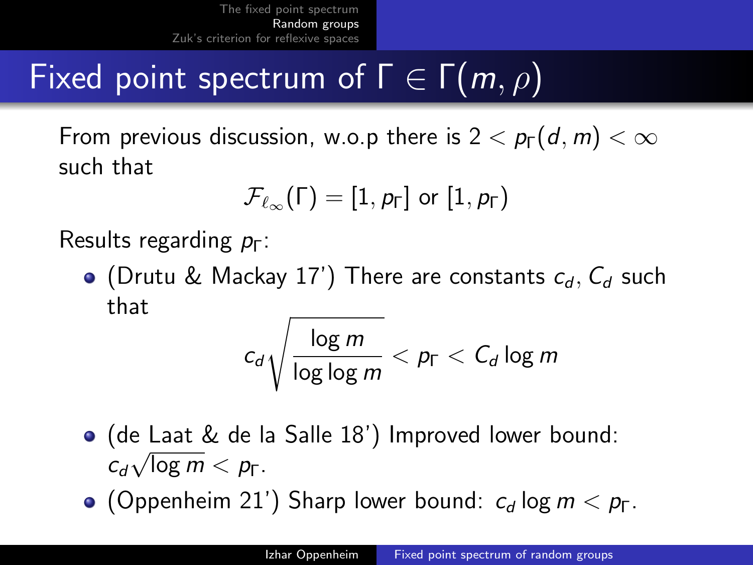# Fixed point spectrum of $\Gamma \in \Gamma(m, \rho)$

From previous discussion, w.o.p there is $2 < p_\Gamma(d, m) < \infty$ such that

$$\mathcal{F}_{\ell_\infty}(\Gamma) = [1, p_\Gamma] \text{ or } [1, p_\Gamma)$$

Results regarding $p_\Gamma$:

- (Drutu & Mackay 17') There are constants $c_d, C_d$ such that

$$c_d \sqrt{\frac{\log m}{\log \log m}} < p_\Gamma < C_d \log m$$

- (de Laat & de la Salle 18') Improved lower bound: $c_d \sqrt{\log m} < p_\Gamma$.
- (Oppenheim 21') Sharp lower bound: $c_d \log m < p_\Gamma$.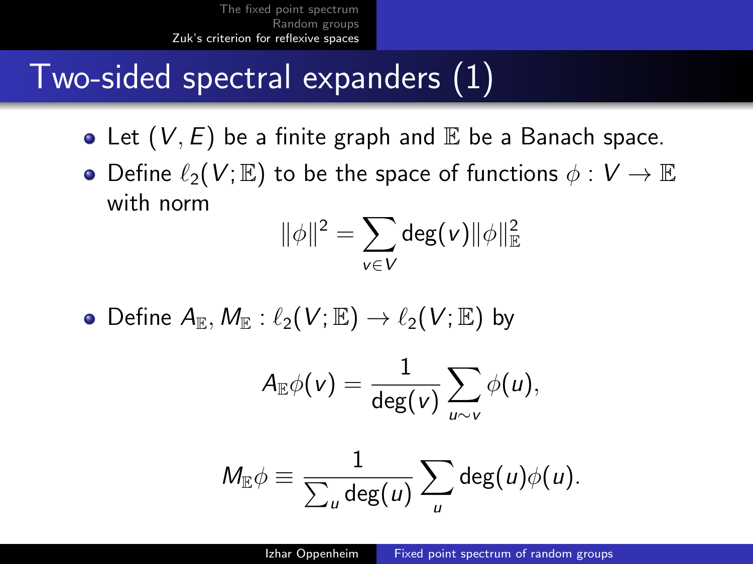# Two-sided spectral expanders (1)

- Let $(V, E)$ be a finite graph and $\mathbb{E}$ be a Banach space.
- Define $\ell_2(V; \mathbb{E})$ to be the space of functions $\phi : V \to \mathbb{E}$ with norm

$$\|\phi\|^2 = \sum_{v \in V} \deg(v) \|\phi\|_{\mathbb{E}}^2$$

- Define $A_{\mathbb{E}}, M_{\mathbb{E}} : \ell_2(V; \mathbb{E}) \to \ell_2(V; \mathbb{E})$ by

$$A_{\mathbb{E}} \phi(v) = \frac{1}{\deg(v)} \sum_{u \sim v} \phi(u),$$

$$M_{\mathbb{E}} \phi \equiv \frac{1}{\sum_u \deg(u)} \sum_u \deg(u) \phi(u).$$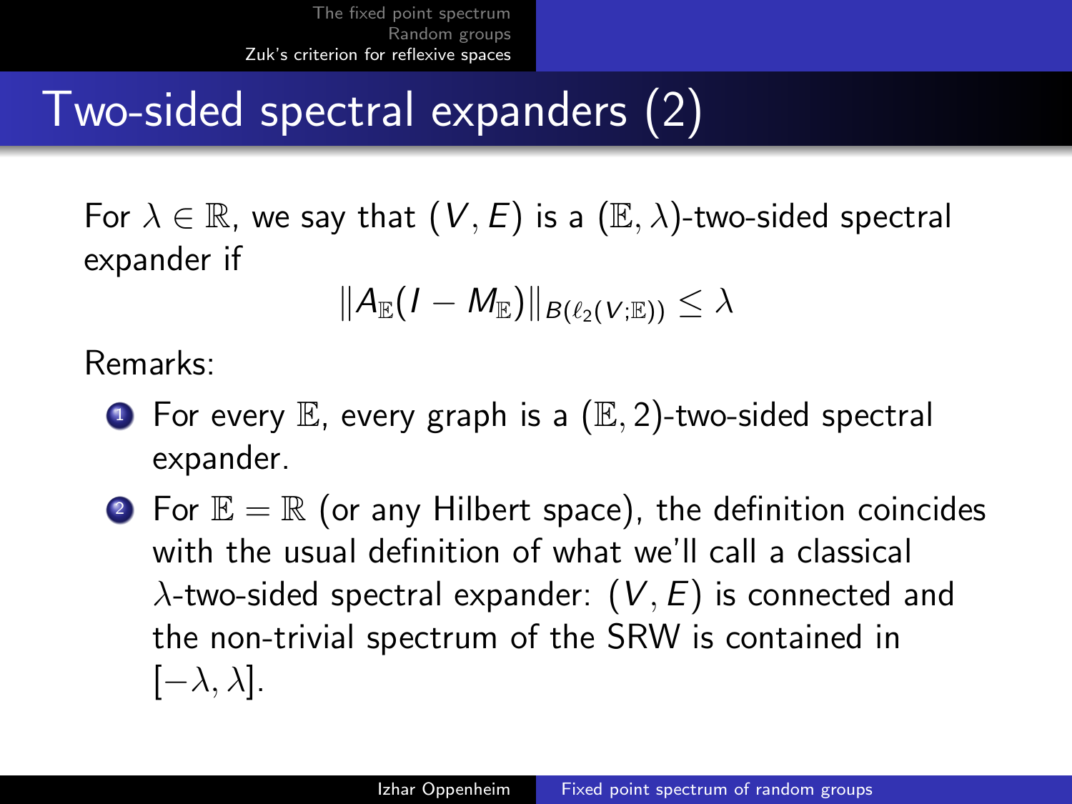# Two-sided spectral expanders (2)

For $\lambda \in \mathbb{R}$, we say that $(V, E)$ is a $(\mathbb{E}, \lambda)$-two-sided spectral expander if

$$\| A_{\mathbb{E}} (I - M_{\mathbb{E}}) \|_{B(\ell_2(V;\mathbb{E}))} \leq \lambda$$

Remarks:

1. For every $\mathbb{E}$, every graph is a $(\mathbb{E}, 2)$-two-sided spectral expander.
2. For $\mathbb{E} = \mathbb{R}$ (or any Hilbert space), the definition coincides with the usual definition of what we'll call a classical $\lambda$-two-sided spectral expander: $(V, E)$ is connected and the non-trivial spectrum of the SRW is contained in $[-\lambda, \lambda]$.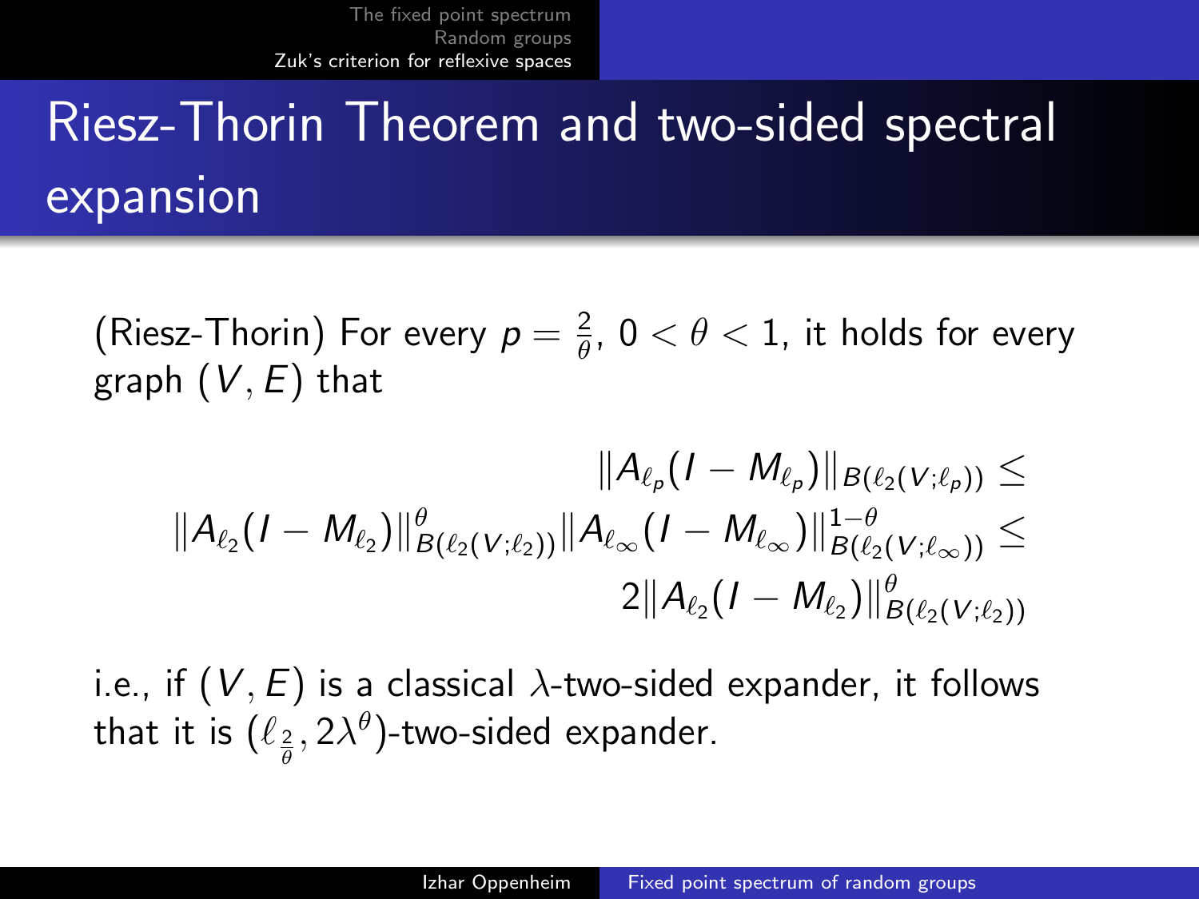# Riesz-Thorin Theorem and two-sided spectral expansion

(Riesz-Thorin) For every $p = \frac{2}{\theta}$, $0 < \theta < 1$, it holds for every graph $(V, E)$ that

$$\|A_{\ell_p}(I - M_{\ell_p})\|_{B(\ell_2(V;\ell_p))} \leq \|A_{\ell_2}(I - M_{\ell_2})\|^{\theta}_{B(\ell_2(V;\ell_2))} \|A_{\ell_\infty}(I - M_{\ell_\infty})\|^{1-\theta}_{B(\ell_2(V;\ell_\infty))} \leq 2\|A_{\ell_2}(I - M_{\ell_2})\|^{\theta}_{B(\ell_2(V;\ell_2))}$$

i.e., if $(V, E)$ is a classical $\lambda$-two-sided expander, it follows that it is $(\ell_{\frac{2}{\theta}}, 2\lambda^{\theta})$-two-sided expander.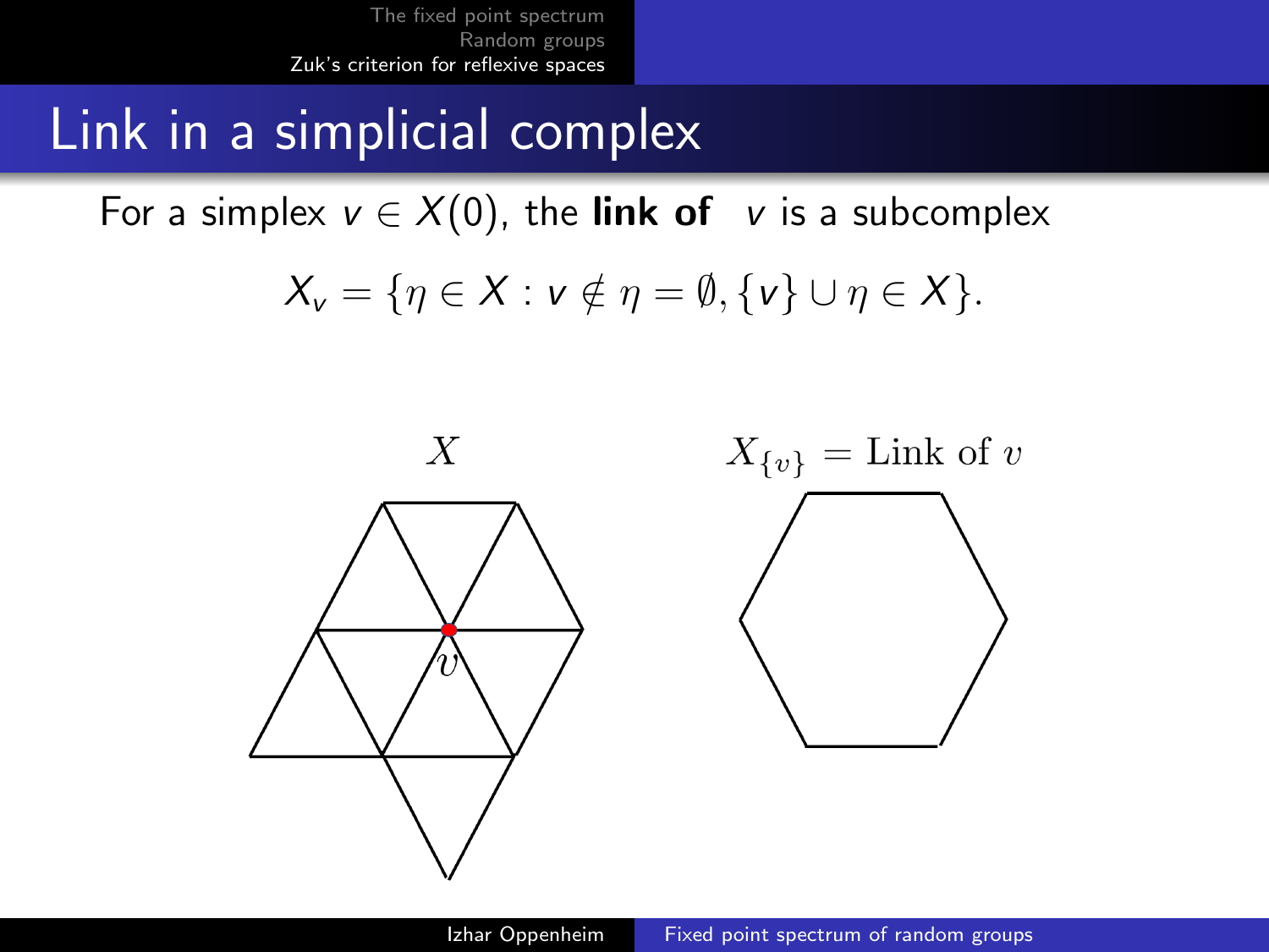# Link in a simplicial complex

For a simplex $v \in X(0)$, the **link of** $v$ is a subcomplex

$$X_v = \{\eta \in X : v \notin \eta = \emptyset, \{v\} \cup \eta \in X\}.$$

$X$

$X_{\{v\}} = \text{Link of } v$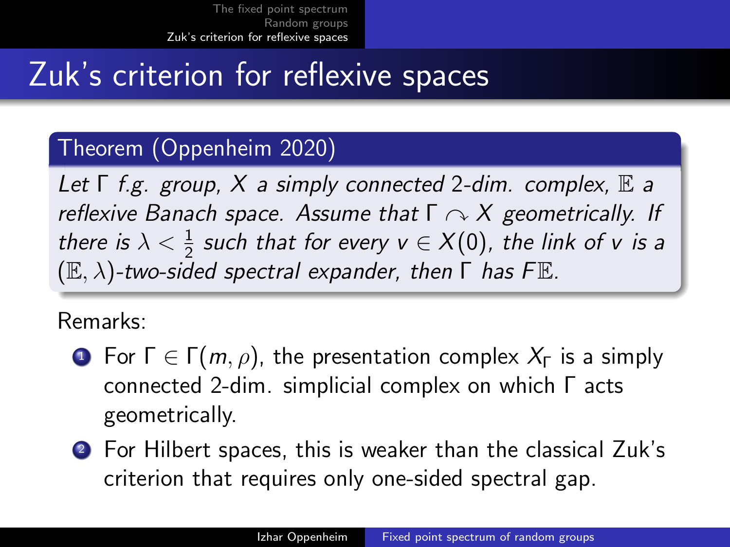# Zuk's criterion for reflexive spaces

**Theorem (Oppenheim 2020)**

*Let $\Gamma$ f.g. group, $X$ a simply connected 2-dim. complex, $\mathbb{E}$ a reflexive Banach space. Assume that $\Gamma \curvearrowright X$ geometrically. If there is $\lambda < \frac{1}{2}$ such that for every $v \in X(0)$, the link of $v$ is a $(\mathbb{E}, \lambda)$-two-sided spectral expander, then $\Gamma$ has $F\mathbb{E}$.*

Remarks:

1. For $\Gamma \in \Gamma(m, \rho)$, the presentation complex $X_\Gamma$ is a simply connected 2-dim. simplicial complex on which $\Gamma$ acts geometrically.
2. For Hilbert spaces, this is weaker than the classical Zuk's criterion that requires only one-sided spectral gap.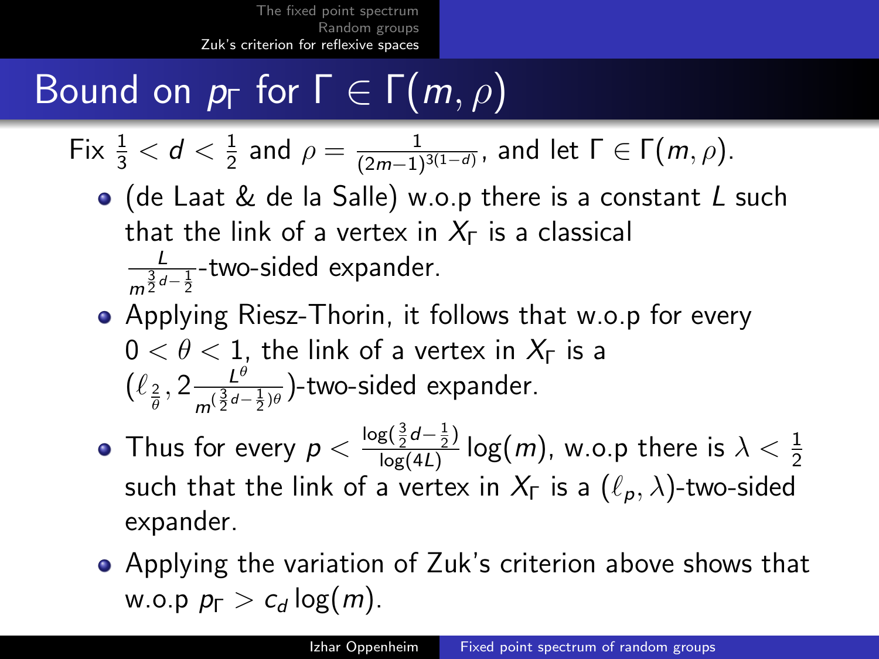# Bound on $p_\Gamma$ for $\Gamma \in \Gamma(m, \rho)$

Fix $\frac{1}{3} < d < \frac{1}{2}$ and $\rho = \frac{1}{(2m-1)^{3(1-d)}}$, and let $\Gamma \in \Gamma(m, \rho)$.

- (de Laat & de la Salle) w.o.p there is a constant $L$ such that the link of a vertex in $X_\Gamma$ is a classical $\frac{L}{m^{\frac{3}{2}d - \frac{1}{2}}}$-two-sided expander.
- Applying Riesz-Thorin, it follows that w.o.p for every $0 < \theta < 1$, the link of a vertex in $X_\Gamma$ is a $(\ell_{\frac{2}{\theta}}, 2\frac{L^\theta}{m^{(\frac{3}{2}d - \frac{1}{2})\theta}})$-two-sided expander.
- Thus for every $p < \frac{\log(\frac{3}{2}d - \frac{1}{2})}{\log(4L)} \log(m)$, w.o.p there is $\lambda < \frac{1}{2}$ such that the link of a vertex in $X_\Gamma$ is a $(\ell_p, \lambda)$-two-sided expander.
- Applying the variation of Zuk's criterion above shows that w.o.p $p_\Gamma > c_d \log(m)$.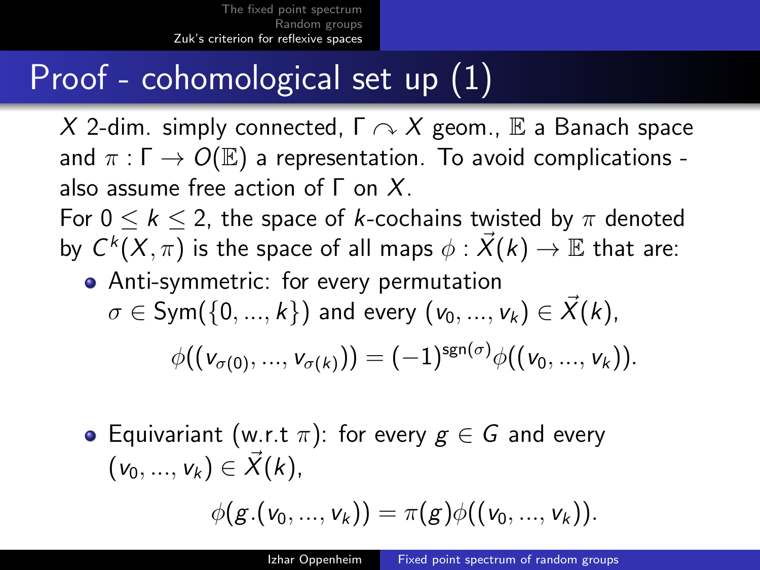# Proof - cohomological set up (1)

$X$ 2-dim. simply connected, $\Gamma \curvearrowright X$ geom., $\mathbb{E}$ a Banach space and $\pi : \Gamma \rightarrow O(\mathbb{E})$ a representation. To avoid complications - also assume free action of $\Gamma$ on $X$.

For $0 \leq k \leq 2$, the space of $k$-cochains twisted by $\pi$ denoted by $C^k(X, \pi)$ is the space of all maps $\phi : \vec{X}(k) \rightarrow \mathbb{E}$ that are:

- Anti-symmetric: for every permutation $\sigma \in \mathrm{Sym}(\{0, ..., k\})$ and every $(v_0, ..., v_k) \in \vec{X}(k)$,

$$\phi((v_{\sigma(0)}, ..., v_{\sigma(k)})) = (-1)^{\mathrm{sgn}(\sigma)} \phi((v_0, ..., v_k)).$$

- Equivariant (w.r.t $\pi$): for every $g \in G$ and every $(v_0, ..., v_k) \in \vec{X}(k)$,

$$\phi(g.(v_0, ..., v_k)) = \pi(g)\phi((v_0, ..., v_k)).$$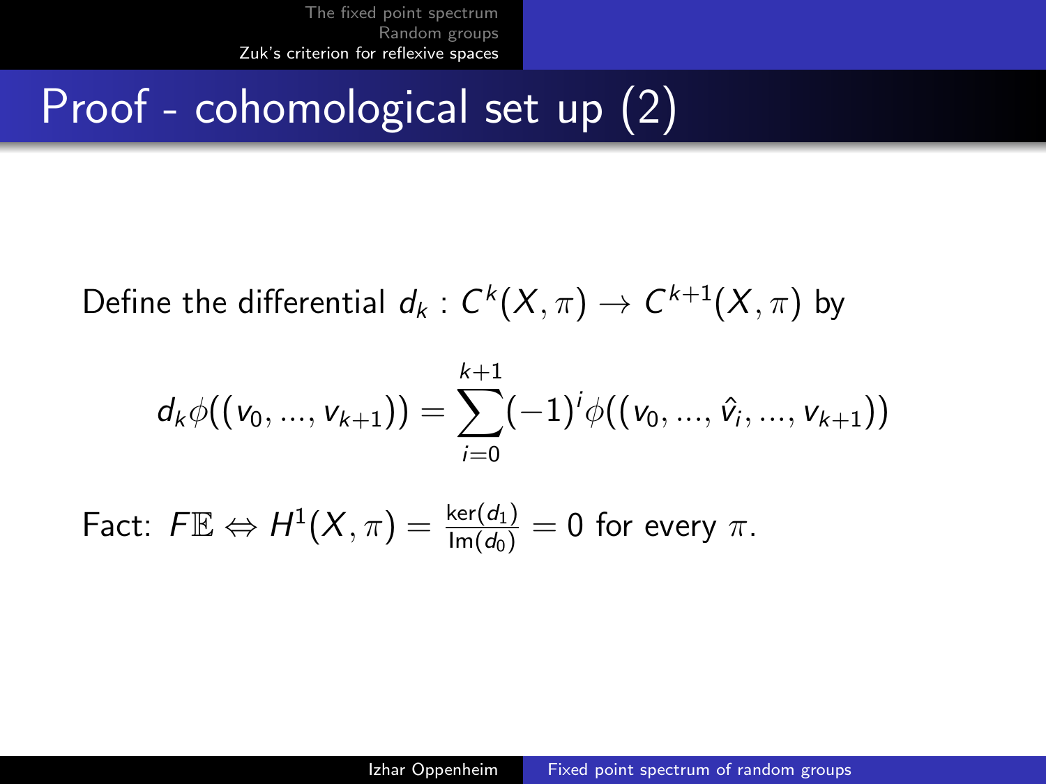# Proof - cohomological set up (2)

Define the differential $d_k : C^k(X, \pi) \rightarrow C^{k+1}(X, \pi)$ by

$$d_k \phi((v_0, ..., v_{k+1})) = \sum_{i=0}^{k+1} (-1)^i \phi((v_0, ..., \hat{v}_i, ..., v_{k+1}))$$

Fact: $F\mathbb{E} \Leftrightarrow H^1(X, \pi) = \frac{\ker(d_1)}{\operatorname{Im}(d_0)} = 0$ for every $\pi$.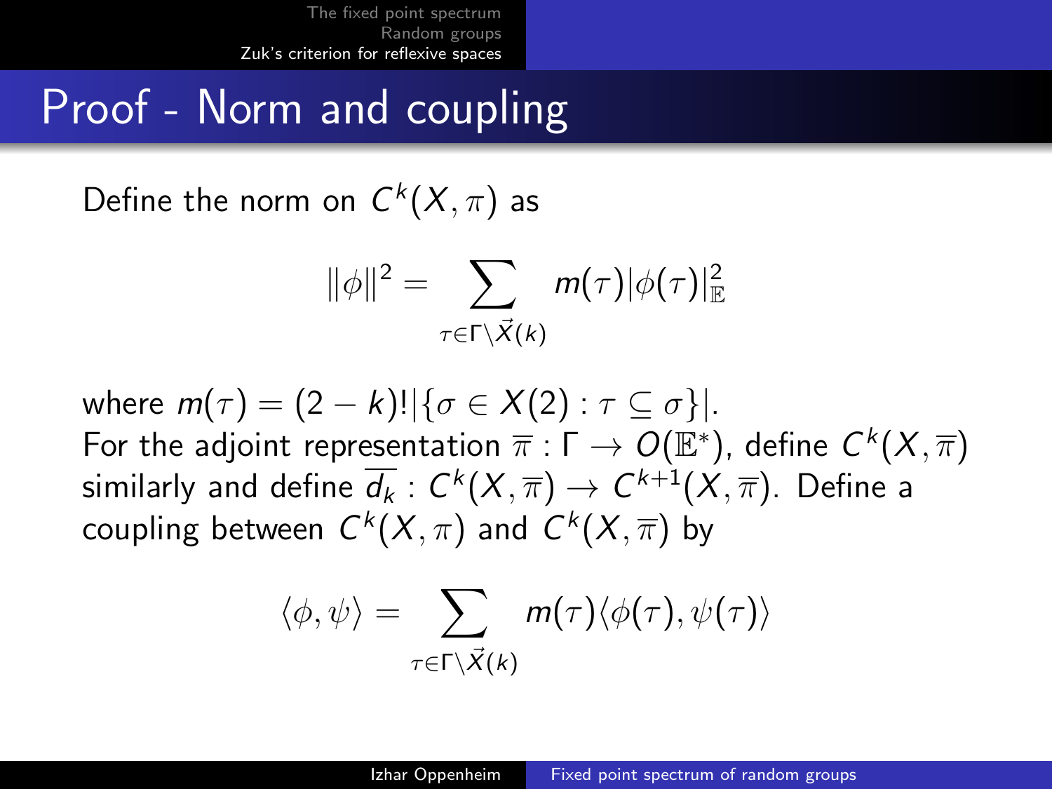# Proof - Norm and coupling

Define the norm on $C^k(X, \pi)$ as

$$\|\phi\|^2 = \sum_{\tau \in \Gamma \backslash \vec{X}(k)} m(\tau) |\phi(\tau)|^2_{\mathbb{E}}$$

where $m(\tau) = (2-k)! |\{\sigma \in X(2) : \tau \subseteq \sigma\}|$.
For the adjoint representation $\overline{\pi} : \Gamma \rightarrow O(\mathbb{E}^*)$, define $C^k(X, \overline{\pi})$ similarly and define $\overline{d_k} : C^k(X, \overline{\pi}) \rightarrow C^{k+1}(X, \overline{\pi})$. Define a coupling between $C^k(X, \pi)$ and $C^k(X, \overline{\pi})$ by

$$\langle \phi, \psi \rangle = \sum_{\tau \in \Gamma \backslash \vec{X}(k)} m(\tau) \langle \phi(\tau), \psi(\tau) \rangle$$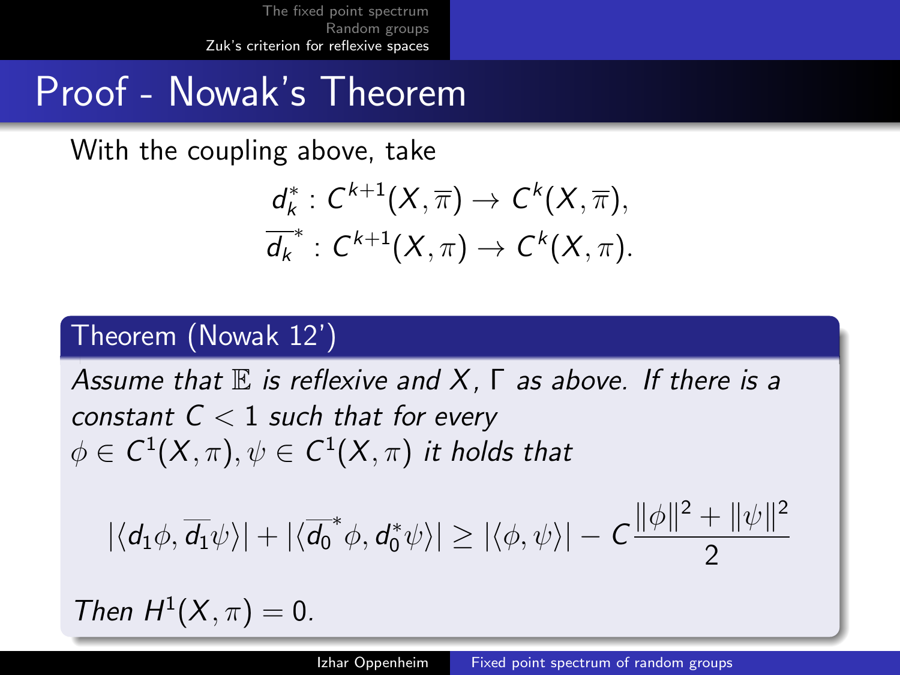# Proof - Nowak's Theorem

With the coupling above, take

$$d_k^* : C^{k+1}(X, \overline{\pi}) \to C^k(X, \overline{\pi}),$$
$$\overline{d_k}^* : C^{k+1}(X, \pi) \to C^k(X, \pi).$$

**Theorem (Nowak 12')**

*Assume that $\mathbb{E}$ is reflexive and $X$, $\Gamma$ as above. If there is a constant $C < 1$ such that for every $\phi \in C^1(X, \pi), \psi \in C^1(X, \pi)$ it holds that*

$$|\langle d_1 \phi, \overline{d_1} \psi \rangle| + |\langle \overline{d_0}^* \phi, d_0^* \psi \rangle| \geq |\langle \phi, \psi \rangle| - C \frac{\|\phi\|^2 + \|\psi\|^2}{2}$$

*Then $H^1(X, \pi) = 0$.*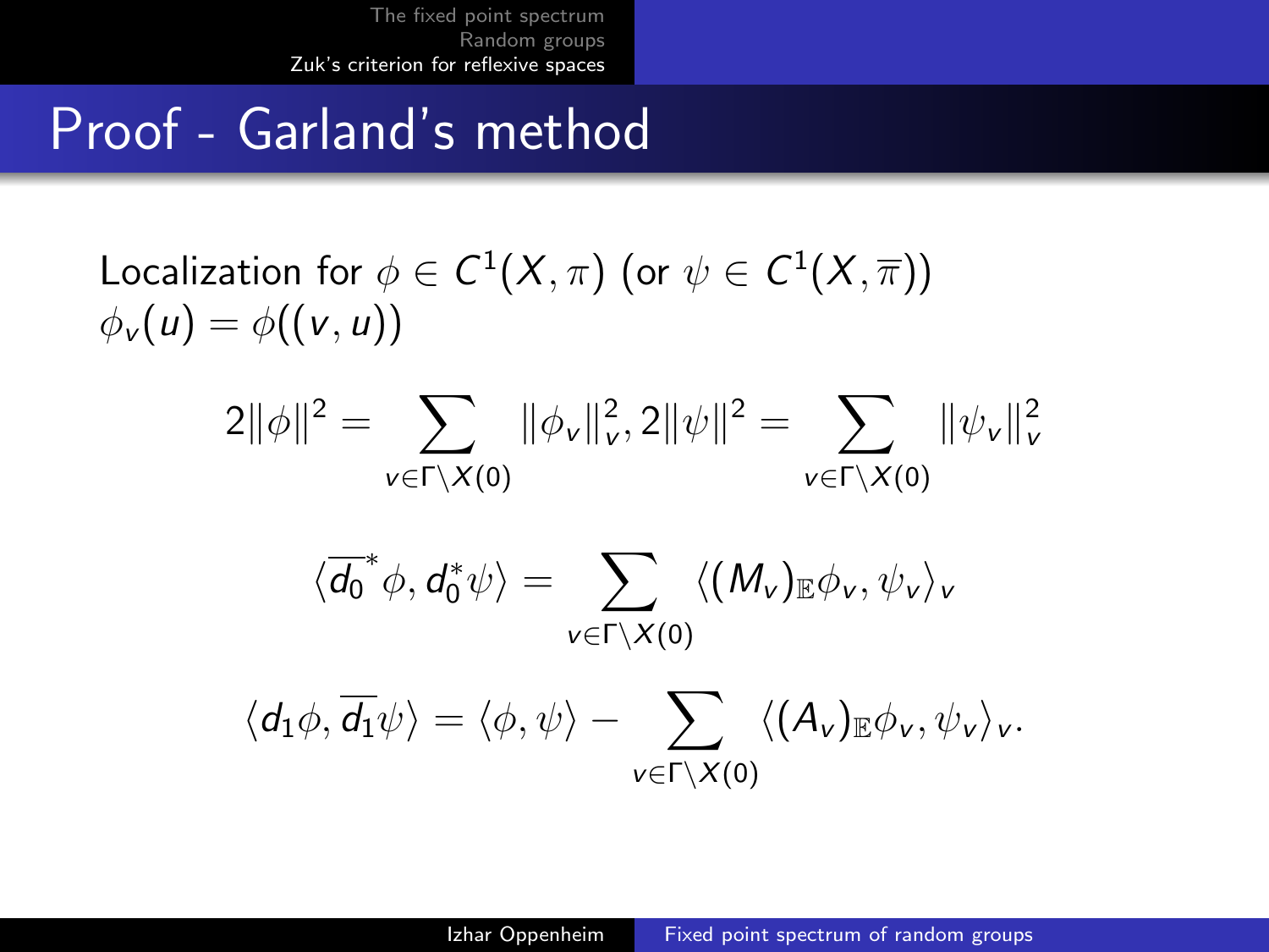# Proof - Garland's method

Localization for $\phi \in C^1(X, \pi)$ (or $\psi \in C^1(X, \overline{\pi})$)
$\phi_v(u) = \phi((v, u))$

$$2\|\phi\|^2 = \sum_{v \in \Gamma \backslash X(0)} \|\phi_v\|_v^2, 2\|\psi\|^2 = \sum_{v \in \Gamma \backslash X(0)} \|\psi_v\|_v^2$$

$$\langle \overline{d_0}^* \phi, d_0^* \psi \rangle = \sum_{v \in \Gamma \backslash X(0)} \langle (M_v)_{\mathbb{E}} \phi_v, \psi_v \rangle_v$$

$$\langle d_1 \phi, \overline{d_1} \psi \rangle = \langle \phi, \psi \rangle - \sum_{v \in \Gamma \backslash X(0)} \langle (A_v)_{\mathbb{E}} \phi_v, \psi_v \rangle_v.$$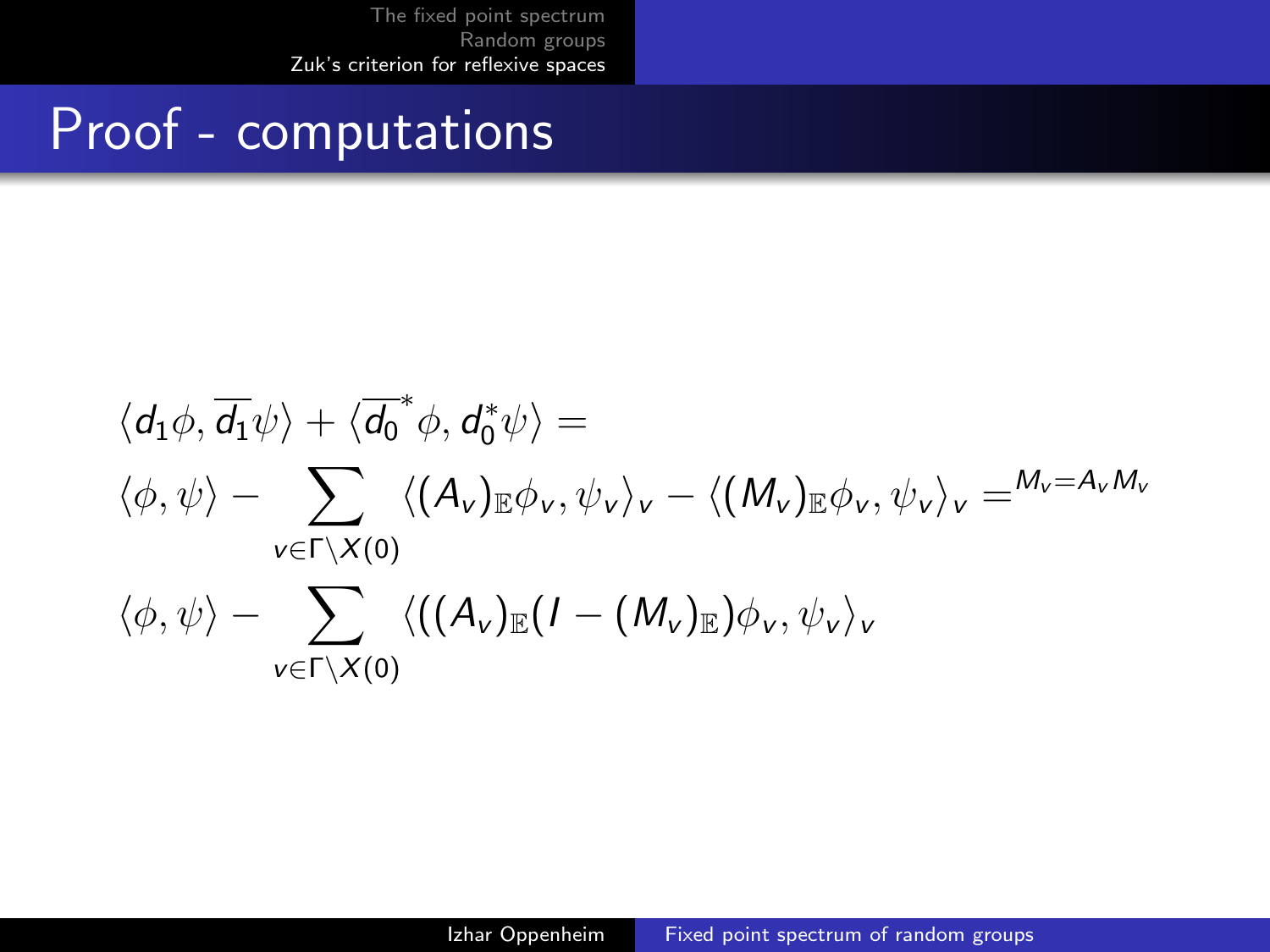# Proof - computations

$$
\begin{aligned}
&\langle d_1 \phi, \overline{d_1} \psi \rangle + \langle \overline{d_0}^* \phi, d_0^* \psi \rangle = \\
&\langle \phi, \psi \rangle - \sum_{v \in \Gamma \backslash X(0)} \langle (A_v)_{\mathbb{E}} \phi_v, \psi_v \rangle_v - \langle (M_v)_{\mathbb{E}} \phi_v, \psi_v \rangle_v =^{M_v = A_v M_v} \\
&\langle \phi, \psi \rangle - \sum_{v \in \Gamma \backslash X(0)} \langle ((A_v)_{\mathbb{E}} (I - (M_v)_{\mathbb{E}}) \phi_v, \psi_v \rangle_v
\end{aligned}
$$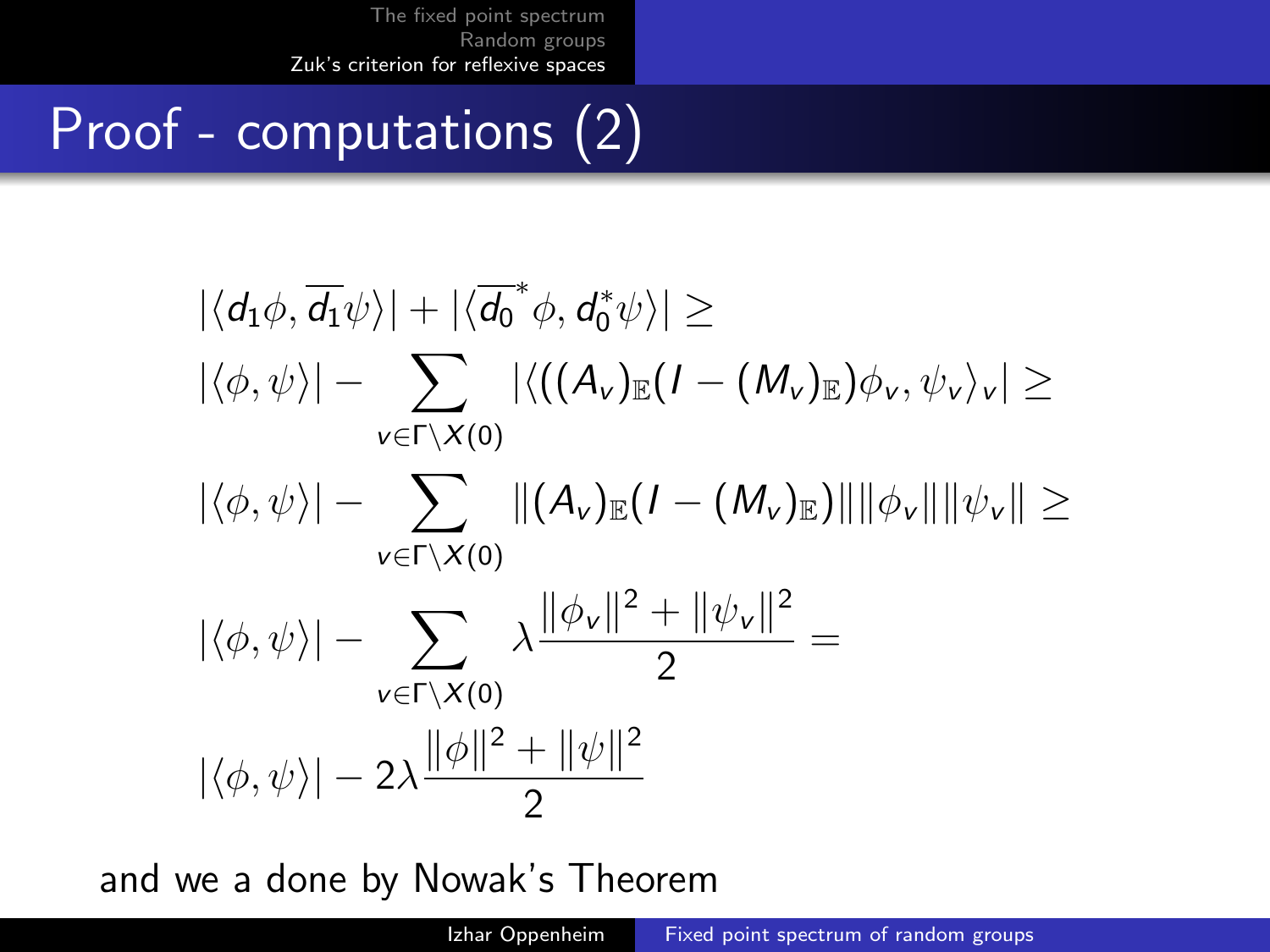# Proof - computations (2)

$$
\begin{aligned}
&|\langle d_1 \phi, \overline{d_1} \psi \rangle| + |\langle \overline{d_0}^* \phi, d_0^* \psi \rangle| \geq \\
&|\langle \phi, \psi \rangle| - \sum_{v \in \Gamma \backslash X(0)} |\langle ((A_v)_{\mathbb{E}} (I - (M_v)_{\mathbb{E}}) \phi_v, \psi_v \rangle_v| \geq \\
&|\langle \phi, \psi \rangle| - \sum_{v \in \Gamma \backslash X(0)} \| (A_v)_{\mathbb{E}} (I - (M_v)_{\mathbb{E}}) \| \| \phi_v \| \| \psi_v \| \geq \\
&|\langle \phi, \psi \rangle| - \sum_{v \in \Gamma \backslash X(0)} \lambda \frac{\| \phi_v \|^2 + \| \psi_v \|^2}{2} = \\
&|\langle \phi, \psi \rangle| - 2\lambda \frac{\| \phi \|^2 + \| \psi \|^2}{2}
\end{aligned}
$$

and we a done by Nowak's Theorem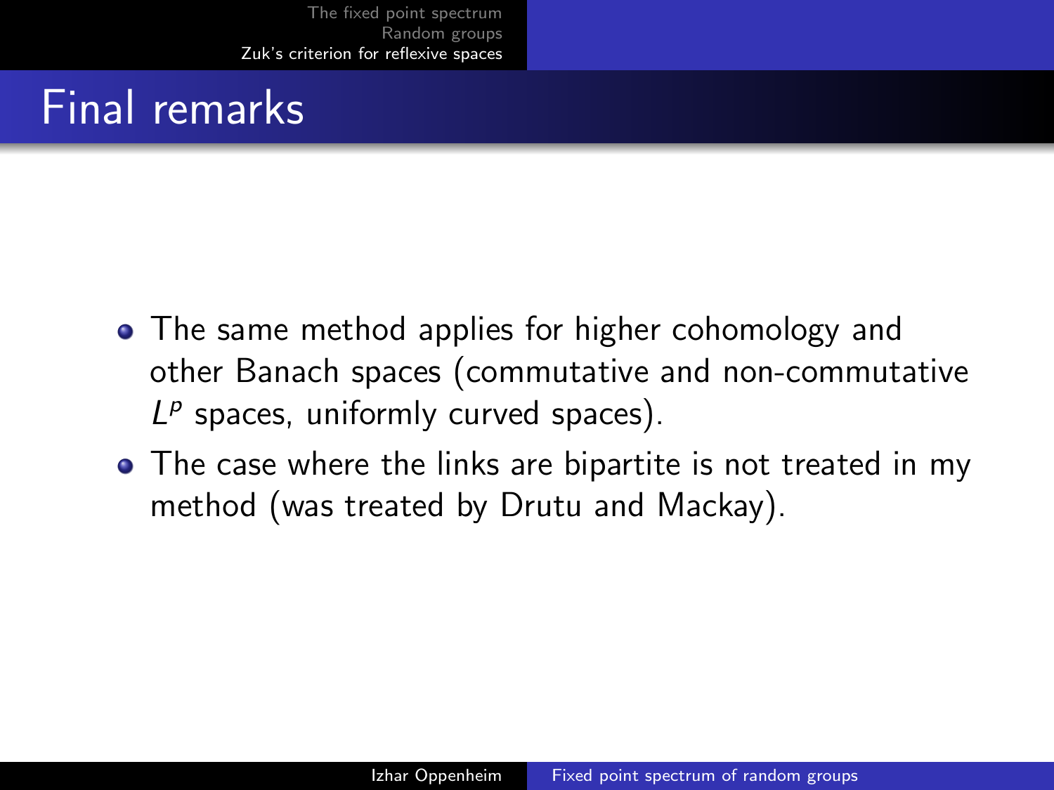# Final remarks

- The same method applies for higher cohomology and other Banach spaces (commutative and non-commutative $L^p$ spaces, uniformly curved spaces).
- The case where the links are bipartite is not treated in my method (was treated by Drutu and Mackay).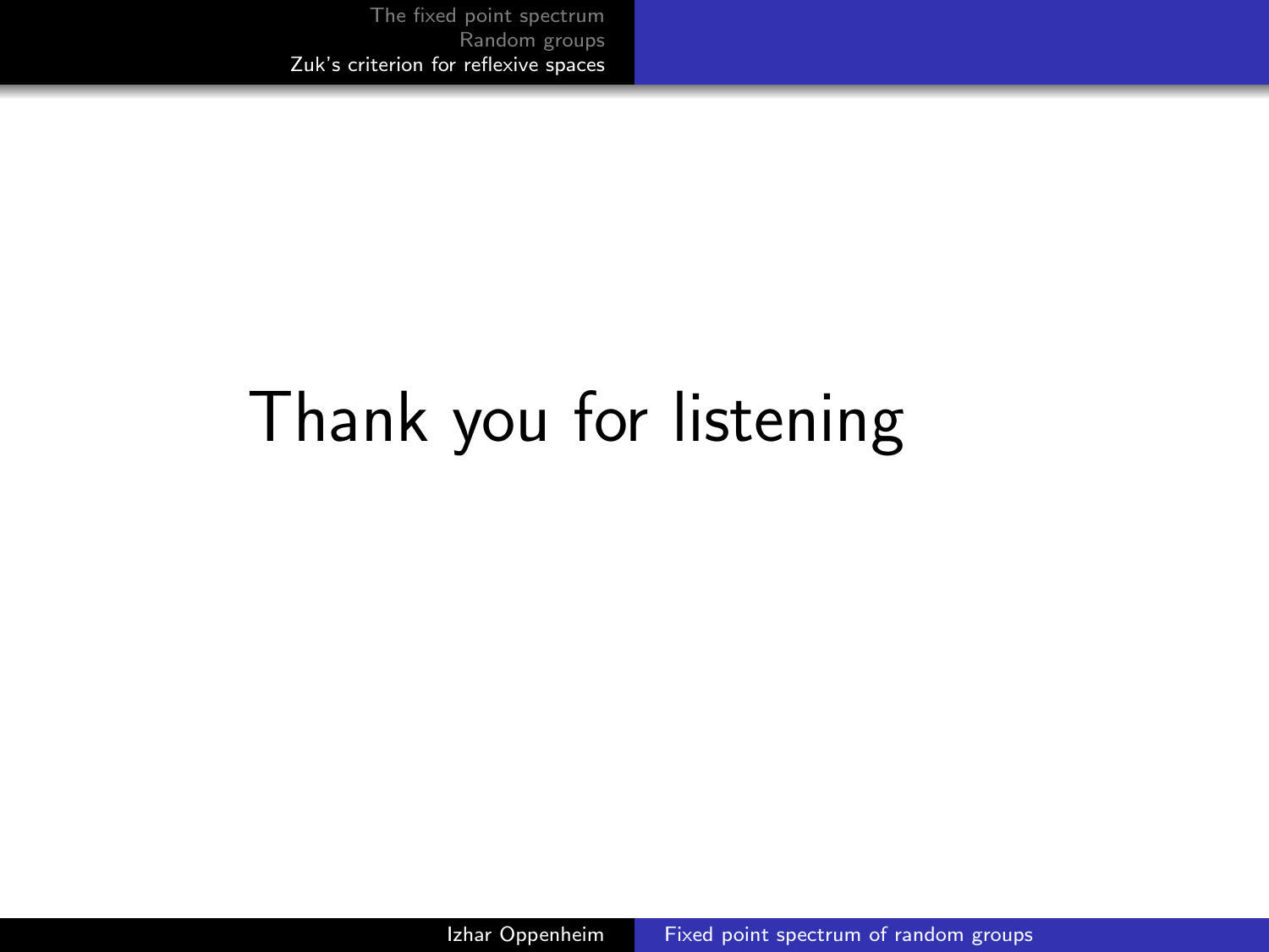Thank you for listening